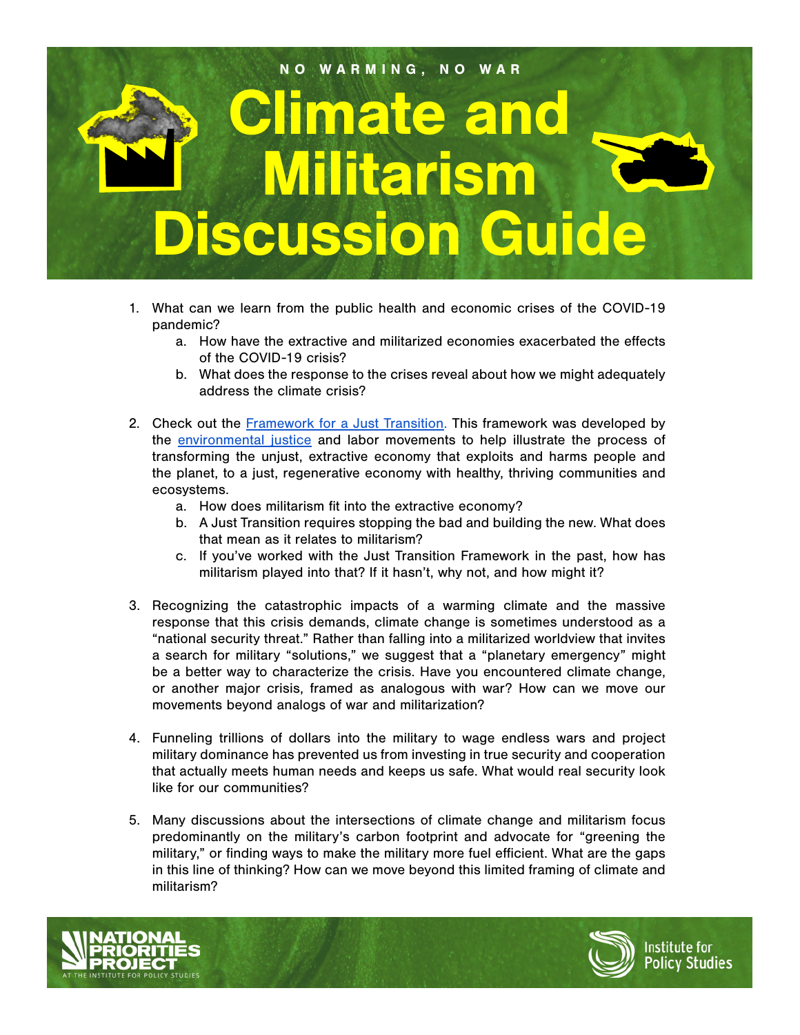NO WARMING, NO WAR

# Climate and Militarism Discussion Guide

1. What can we learn from the public health and economic crises of the COVID-19 pandemic?
    a. How have the extractive and militarized economies exacerbated the effects of the COVID-19 crisis?
    b. What does the response to the crises reveal about how we might adequately address the climate crisis?

2. Check out the Framework for a Just Transition. This framework was developed by the environmental justice and labor movements to help illustrate the process of transforming the unjust, extractive economy that exploits and harms people and the planet, to a just, regenerative economy with healthy, thriving communities and ecosystems.
    a. How does militarism fit into the extractive economy?
    b. A Just Transition requires stopping the bad and building the new. What does that mean as it relates to militarism?
    c. If you've worked with the Just Transition Framework in the past, how has militarism played into that? If it hasn't, why not, and how might it?

3. Recognizing the catastrophic impacts of a warming climate and the massive response that this crisis demands, climate change is sometimes understood as a "national security threat." Rather than falling into a militarized worldview that invites a search for military "solutions," we suggest that a "planetary emergency" might be a better way to characterize the crisis. Have you encountered climate change, or another major crisis, framed as analogous with war? How can we move our movements beyond analogs of war and militarization?

4. Funneling trillions of dollars into the military to wage endless wars and project military dominance has prevented us from investing in true security and cooperation that actually meets human needs and keeps us safe. What would real security look like for our communities?

5. Many discussions about the intersections of climate change and militarism focus predominantly on the military's carbon footprint and advocate for "greening the military," or finding ways to make the military more fuel efficient. What are the gaps in this line of thinking? How can we move beyond this limited framing of climate and militarism?

NATIONAL PRIORITIES PROJECT AT THE INSTITUTE FOR POLICY STUDIES

Institute for Policy Studies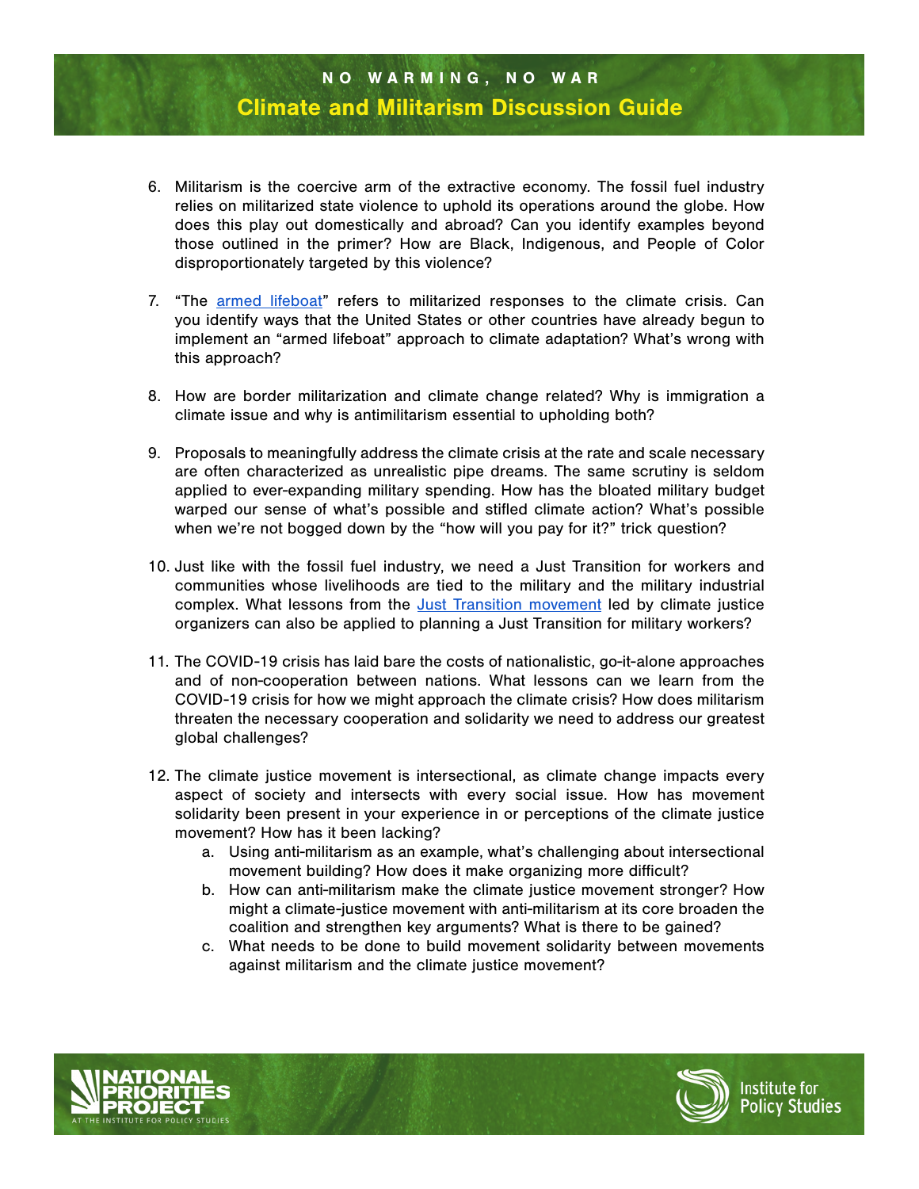6. Militarism is the coercive arm of the extractive economy. The fossil fuel industry relies on militarized state violence to uphold its operations around the globe. How does this play out domestically and abroad? Can you identify examples beyond those outlined in the primer? How are Black, Indigenous, and People of Color disproportionately targeted by this violence?

7. "The armed lifeboat" refers to militarized responses to the climate crisis. Can you identify ways that the United States or other countries have already begun to implement an "armed lifeboat" approach to climate adaptation? What's wrong with this approach?

8. How are border militarization and climate change related? Why is immigration a climate issue and why is antimilitarism essential to upholding both?

9. Proposals to meaningfully address the climate crisis at the rate and scale necessary are often characterized as unrealistic pipe dreams. The same scrutiny is seldom applied to ever-expanding military spending. How has the bloated military budget warped our sense of what's possible and stifled climate action? What's possible when we're not bogged down by the "how will you pay for it?" trick question?

10. Just like with the fossil fuel industry, we need a Just Transition for workers and communities whose livelihoods are tied to the military and the military industrial complex. What lessons from the Just Transition movement led by climate justice organizers can also be applied to planning a Just Transition for military workers?

11. The COVID-19 crisis has laid bare the costs of nationalistic, go-it-alone approaches and of non-cooperation between nations. What lessons can we learn from the COVID-19 crisis for how we might approach the climate crisis? How does militarism threaten the necessary cooperation and solidarity we need to address our greatest global challenges?

12. The climate justice movement is intersectional, as climate change impacts every aspect of society and intersects with every social issue. How has movement solidarity been present in your experience in or perceptions of the climate justice movement? How has it been lacking?
    a. Using anti-militarism as an example, what's challenging about intersectional movement building? How does it make organizing more difficult?
    b. How can anti-militarism make the climate justice movement stronger? How might a climate-justice movement with anti-militarism at its core broaden the coalition and strengthen key arguments? What is there to be gained?
    c. What needs to be done to build movement solidarity between movements against militarism and the climate justice movement?